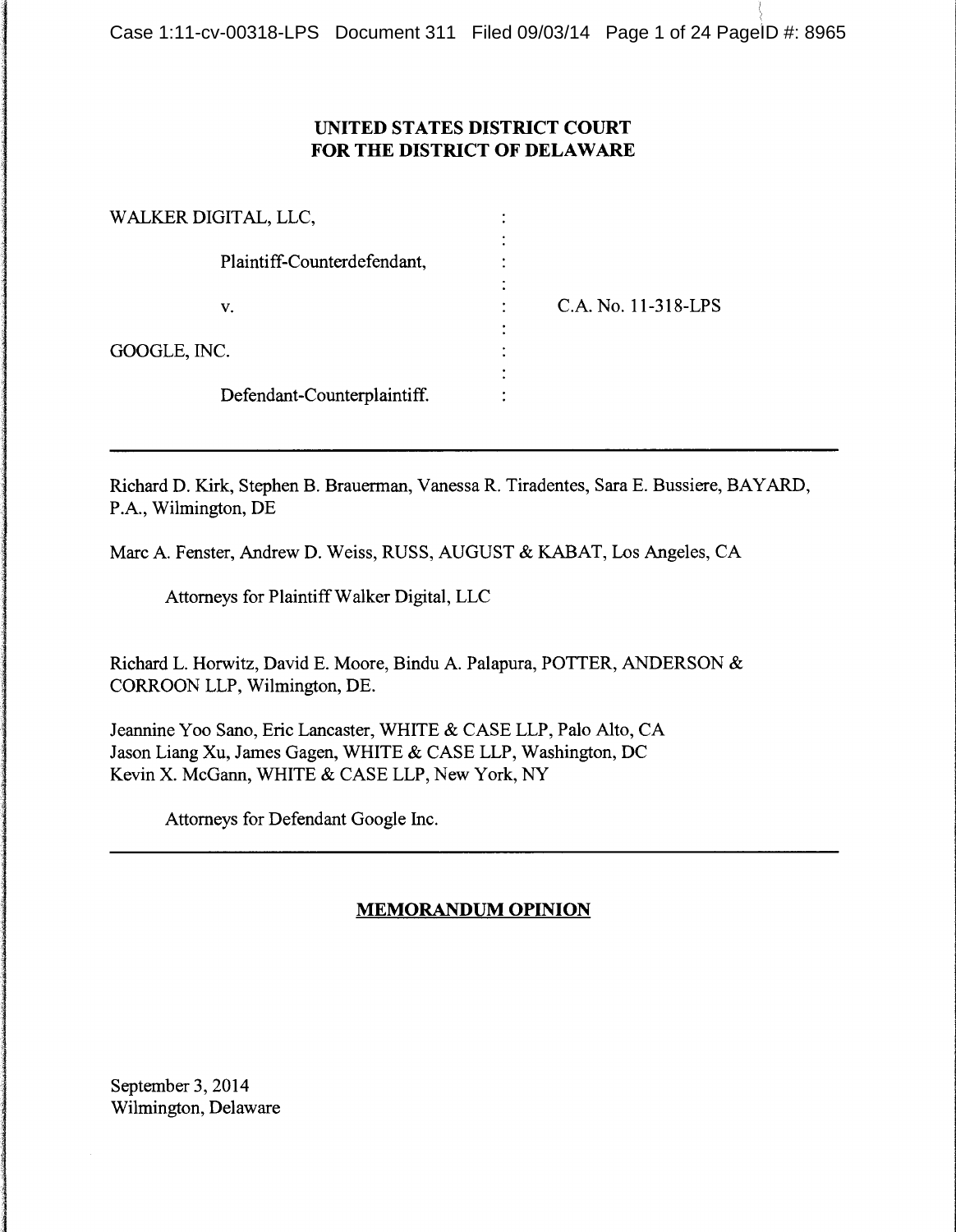**UNITED STATES DISTRICT COURT**
**FOR THE DISTRICT OF DELAWARE**

| | | |
|---|---|---|
| WALKER DIGITAL, LLC, | : | |
| Plaintiff-Counterdefendant, | : | |
| v. | : | C.A. No. 11-318-LPS |
| GOOGLE, INC. | : | |
| Defendant-Counterplaintiff. | : | |

---

Richard D. Kirk, Stephen B. Brauerman, Vanessa R. Tiradentes, Sara E. Bussiere, BAYARD, P.A., Wilmington, DE

Marc A. Fenster, Andrew D. Weiss, RUSS, AUGUST & KABAT, Los Angeles, CA

Attorneys for Plaintiff Walker Digital, LLC

Richard L. Horwitz, David E. Moore, Bindu A. Palapura, POTTER, ANDERSON & CORROON LLP, Wilmington, DE.

Jeannine Yoo Sano, Eric Lancaster, WHITE & CASE LLP, Palo Alto, CA
Jason Liang Xu, James Gagen, WHITE & CASE LLP, Washington, DC
Kevin X. McGann, WHITE & CASE LLP, New York, NY

Attorneys for Defendant Google Inc.

---

**MEMORANDUM OPINION**

September 3, 2014
Wilmington, Delaware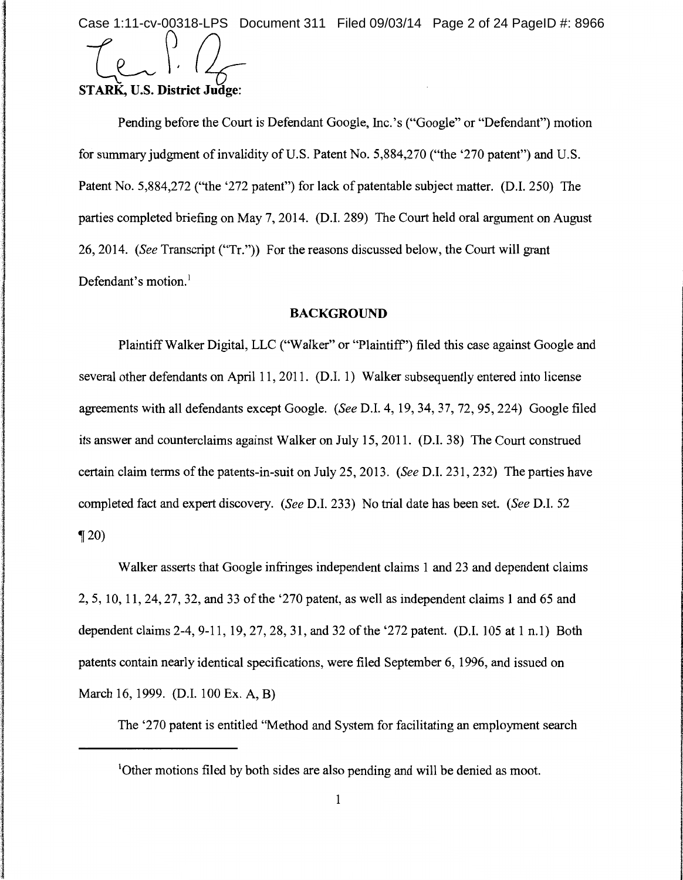**STARK, U.S. District Judge:**

Pending before the Court is Defendant Google, Inc.'s ("Google" or "Defendant") motion for summary judgment of invalidity of U.S. Patent No. 5,884,270 ("the '270 patent") and U.S. Patent No. 5,884,272 ("the '272 patent") for lack of patentable subject matter. (D.I. 250) The parties completed briefing on May 7, 2014. (D.I. 289) The Court held oral argument on August 26, 2014. (*See* Transcript ("Tr.")) For the reasons discussed below, the Court will grant Defendant's motion.[1]

## BACKGROUND

Plaintiff Walker Digital, LLC ("Walker" or "Plaintiff") filed this case against Google and several other defendants on April 11, 2011. (D.I. 1) Walker subsequently entered into license agreements with all defendants except Google. (*See* D.I. 4, 19, 34, 37, 72, 95, 224) Google filed its answer and counterclaims against Walker on July 15, 2011. (D.I. 38) The Court construed certain claim terms of the patents-in-suit on July 25, 2013. (*See* D.I. 231, 232) The parties have completed fact and expert discovery. (*See* D.I. 233) No trial date has been set. (*See* D.I. 52 ¶ 20)

Walker asserts that Google infringes independent claims 1 and 23 and dependent claims 2, 5, 10, 11, 24, 27, 32, and 33 of the '270 patent, as well as independent claims 1 and 65 and dependent claims 2-4, 9-11, 19, 27, 28, 31, and 32 of the '272 patent. (D.I. 105 at 1 n.1) Both patents contain nearly identical specifications, were filed September 6, 1996, and issued on March 16, 1999. (D.I. 100 Ex. A, B)

The '270 patent is entitled "Method and System for facilitating an employment search

[1] Other motions filed by both sides are also pending and will be denied as moot.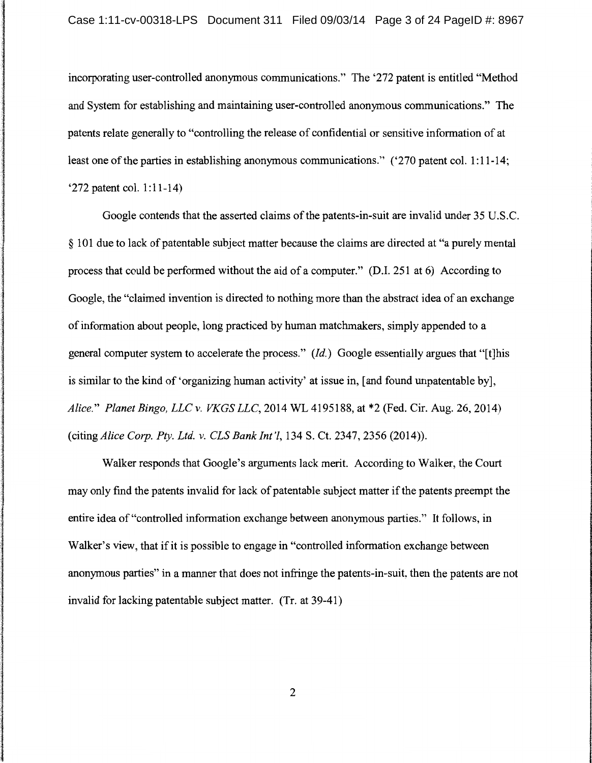incorporating user-controlled anonymous communications." The '272 patent is entitled "Method and System for establishing and maintaining user-controlled anonymous communications." The patents relate generally to "controlling the release of confidential or sensitive information of at least one of the parties in establishing anonymous communications." ('270 patent col. 1:11-14; '272 patent col. 1:11-14)

Google contends that the asserted claims of the patents-in-suit are invalid under 35 U.S.C. § 101 due to lack of patentable subject matter because the claims are directed at "a purely mental process that could be performed without the aid of a computer." (D.I. 251 at 6) According to Google, the "claimed invention is directed to nothing more than the abstract idea of an exchange of information about people, long practiced by human matchmakers, simply appended to a general computer system to accelerate the process." (*Id.*) Google essentially argues that "[t]his is similar to the kind of 'organizing human activity' at issue in, [and found unpatentable by], *Alice.*" *Planet Bingo, LLC v. VKGS LLC*, 2014 WL 4195188, at *2 (Fed. Cir. Aug. 26, 2014) (citing *Alice Corp. Pty. Ltd. v. CLS Bank Int'l*, 134 S. Ct. 2347, 2356 (2014)).

Walker responds that Google's arguments lack merit. According to Walker, the Court may only find the patents invalid for lack of patentable subject matter if the patents preempt the entire idea of "controlled information exchange between anonymous parties." It follows, in Walker's view, that if it is possible to engage in "controlled information exchange between anonymous parties" in a manner that does not infringe the patents-in-suit, then the patents are not invalid for lacking patentable subject matter. (Tr. at 39-41)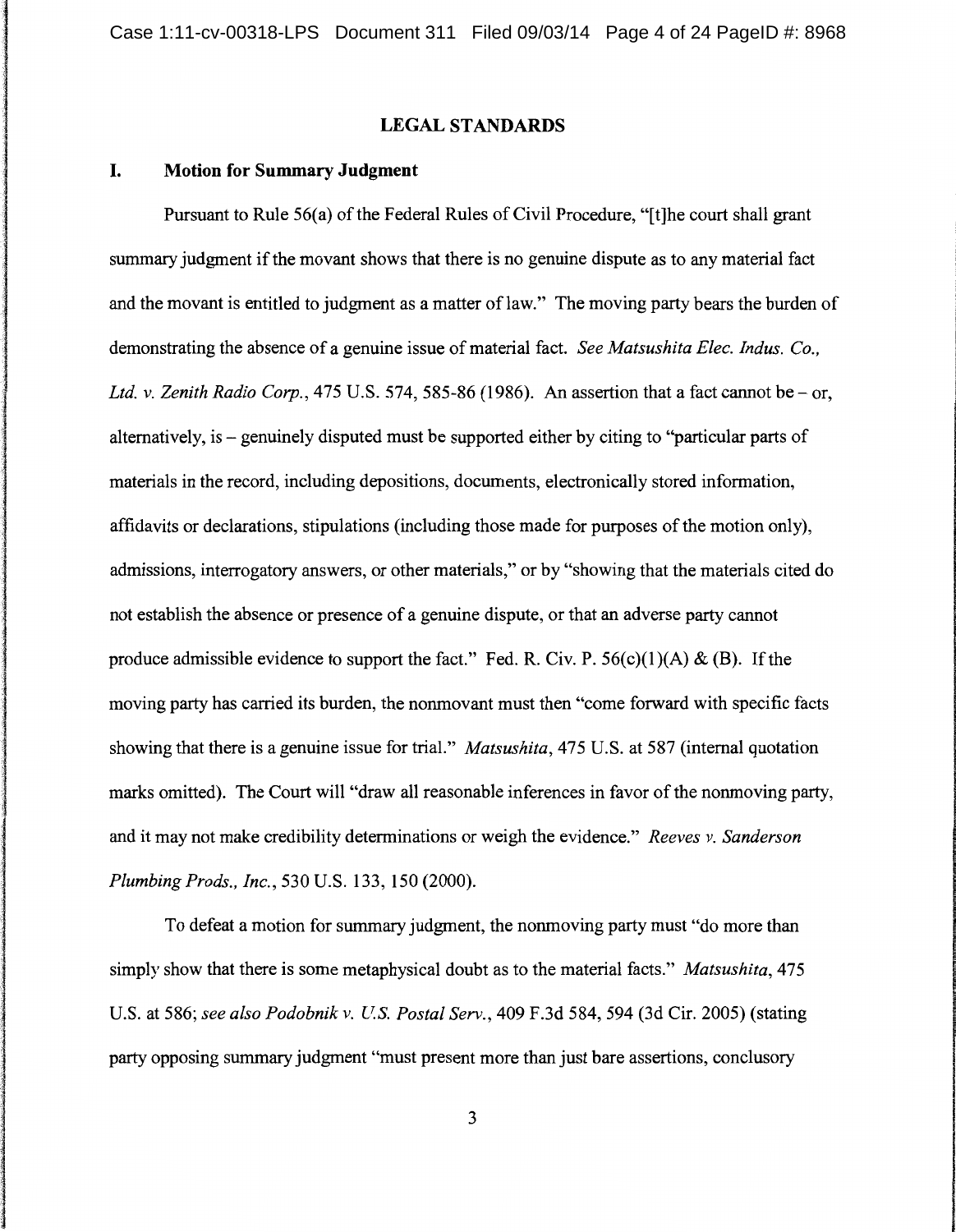## LEGAL STANDARDS

### I. Motion for Summary Judgment

Pursuant to Rule 56(a) of the Federal Rules of Civil Procedure, "[t]he court shall grant summary judgment if the movant shows that there is no genuine dispute as to any material fact and the movant is entitled to judgment as a matter of law." The moving party bears the burden of demonstrating the absence of a genuine issue of material fact. *See Matsushita Elec. Indus. Co., Ltd. v. Zenith Radio Corp.*, 475 U.S. 574, 585-86 (1986). An assertion that a fact cannot be – or, alternatively, is – genuinely disputed must be supported either by citing to "particular parts of materials in the record, including depositions, documents, electronically stored information, affidavits or declarations, stipulations (including those made for purposes of the motion only), admissions, interrogatory answers, or other materials," or by "showing that the materials cited do not establish the absence or presence of a genuine dispute, or that an adverse party cannot produce admissible evidence to support the fact." Fed. R. Civ. P. 56(c)(1)(A) & (B). If the moving party has carried its burden, the nonmovant must then "come forward with specific facts showing that there is a genuine issue for trial." *Matsushita*, 475 U.S. at 587 (internal quotation marks omitted). The Court will "draw all reasonable inferences in favor of the nonmoving party, and it may not make credibility determinations or weigh the evidence." *Reeves v. Sanderson Plumbing Prods., Inc.*, 530 U.S. 133, 150 (2000).

To defeat a motion for summary judgment, the nonmoving party must "do more than simply show that there is some metaphysical doubt as to the material facts." *Matsushita*, 475 U.S. at 586; *see also Podobnik v. U.S. Postal Serv.*, 409 F.3d 584, 594 (3d Cir. 2005) (stating party opposing summary judgment "must present more than just bare assertions, conclusory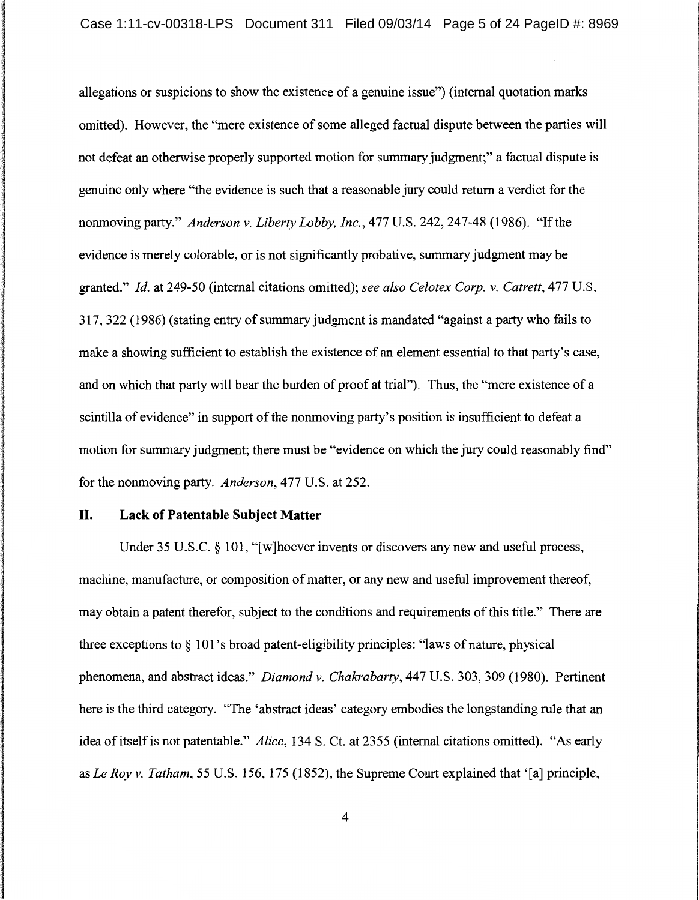allegations or suspicions to show the existence of a genuine issue") (internal quotation marks omitted). However, the "mere existence of some alleged factual dispute between the parties will not defeat an otherwise properly supported motion for summary judgment;" a factual dispute is genuine only where "the evidence is such that a reasonable jury could return a verdict for the nonmoving party." *Anderson v. Liberty Lobby, Inc.*, 477 U.S. 242, 247-48 (1986). "If the evidence is merely colorable, or is not significantly probative, summary judgment may be granted." *Id.* at 249-50 (internal citations omitted); *see also Celotex Corp. v. Catrett*, 477 U.S. 317, 322 (1986) (stating entry of summary judgment is mandated "against a party who fails to make a showing sufficient to establish the existence of an element essential to that party's case, and on which that party will bear the burden of proof at trial"). Thus, the "mere existence of a scintilla of evidence" in support of the nonmoving party's position is insufficient to defeat a motion for summary judgment; there must be "evidence on which the jury could reasonably find" for the nonmoving party. *Anderson*, 477 U.S. at 252.

## II. Lack of Patentable Subject Matter

Under 35 U.S.C. § 101, "[w]hoever invents or discovers any new and useful process, machine, manufacture, or composition of matter, or any new and useful improvement thereof, may obtain a patent therefor, subject to the conditions and requirements of this title." There are three exceptions to § 101's broad patent-eligibility principles: "laws of nature, physical phenomena, and abstract ideas." *Diamond v. Chakrabarty*, 447 U.S. 303, 309 (1980). Pertinent here is the third category. "The 'abstract ideas' category embodies the longstanding rule that an idea of itself is not patentable." *Alice*, 134 S. Ct. at 2355 (internal citations omitted). "As early as *Le Roy v. Tatham*, 55 U.S. 156, 175 (1852), the Supreme Court explained that '[a] principle,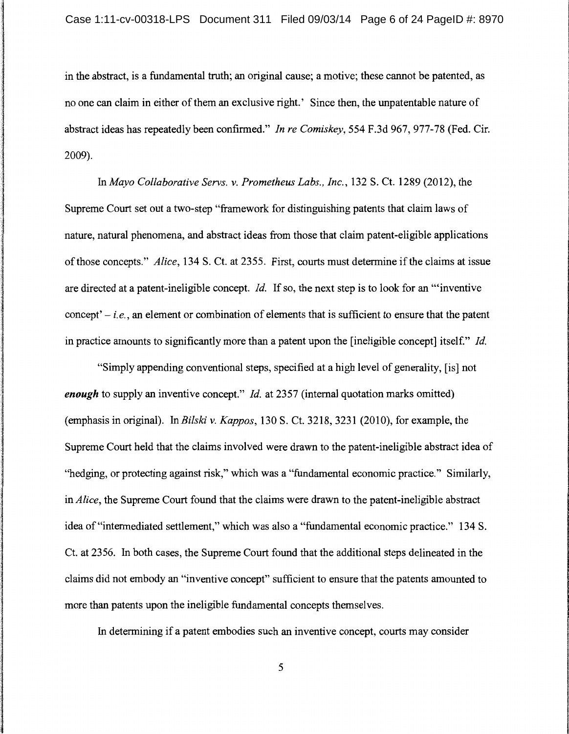in the abstract, is a fundamental truth; an original cause; a motive; these cannot be patented, as no one can claim in either of them an exclusive right.' Since then, the unpatentable nature of abstract ideas has repeatedly been confirmed." *In re Comiskey*, 554 F.3d 967, 977-78 (Fed. Cir. 2009).

In *Mayo Collaborative Servs. v. Prometheus Labs., Inc.*, 132 S. Ct. 1289 (2012), the Supreme Court set out a two-step "framework for distinguishing patents that claim laws of nature, natural phenomena, and abstract ideas from those that claim patent-eligible applications of those concepts." *Alice*, 134 S. Ct. at 2355. First, courts must determine if the claims at issue are directed at a patent-ineligible concept. *Id.* If so, the next step is to look for an "'inventive concept' – *i.e.*, an element or combination of elements that is sufficient to ensure that the patent in practice amounts to significantly more than a patent upon the [ineligible concept] itself." *Id.*

"Simply appending conventional steps, specified at a high level of generality, [is] not ***enough*** to supply an inventive concept." *Id.* at 2357 (internal quotation marks omitted) (emphasis in original). In *Bilski v. Kappos*, 130 S. Ct. 3218, 3231 (2010), for example, the Supreme Court held that the claims involved were drawn to the patent-ineligible abstract idea of "hedging, or protecting against risk," which was a "fundamental economic practice." Similarly, in *Alice*, the Supreme Court found that the claims were drawn to the patent-ineligible abstract idea of "intermediated settlement," which was also a "fundamental economic practice." 134 S. Ct. at 2356. In both cases, the Supreme Court found that the additional steps delineated in the claims did not embody an "inventive concept" sufficient to ensure that the patents amounted to more than patents upon the ineligible fundamental concepts themselves.

In determining if a patent embodies such an inventive concept, courts may consider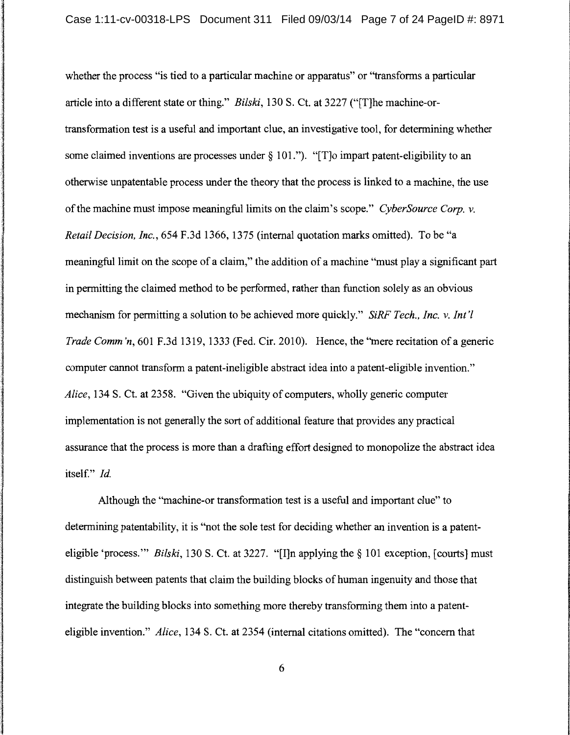whether the process "is tied to a particular machine or apparatus" or "transforms a particular article into a different state or thing." *Bilski*, 130 S. Ct. at 3227 ("[T]he machine-or-transformation test is a useful and important clue, an investigative tool, for determining whether some claimed inventions are processes under § 101."). "[T]o impart patent-eligibility to an otherwise unpatentable process under the theory that the process is linked to a machine, the use of the machine must impose meaningful limits on the claim's scope." *CyberSource Corp. v. Retail Decision, Inc.*, 654 F.3d 1366, 1375 (internal quotation marks omitted). To be "a meaningful limit on the scope of a claim," the addition of a machine "must play a significant part in permitting the claimed method to be performed, rather than function solely as an obvious mechanism for permitting a solution to be achieved more quickly." *SiRF Tech., Inc. v. Int'l Trade Comm'n*, 601 F.3d 1319, 1333 (Fed. Cir. 2010). Hence, the "mere recitation of a generic computer cannot transform a patent-ineligible abstract idea into a patent-eligible invention." *Alice*, 134 S. Ct. at 2358. "Given the ubiquity of computers, wholly generic computer implementation is not generally the sort of additional feature that provides any practical assurance that the process is more than a drafting effort designed to monopolize the abstract idea itself." *Id.*

Although the "machine-or transformation test is a useful and important clue" to determining patentability, it is "not the sole test for deciding whether an invention is a patent-eligible 'process.'" *Bilski*, 130 S. Ct. at 3227. "[I]n applying the § 101 exception, [courts] must distinguish between patents that claim the building blocks of human ingenuity and those that integrate the building blocks into something more thereby transforming them into a patent-eligible invention." *Alice*, 134 S. Ct. at 2354 (internal citations omitted). The "concern that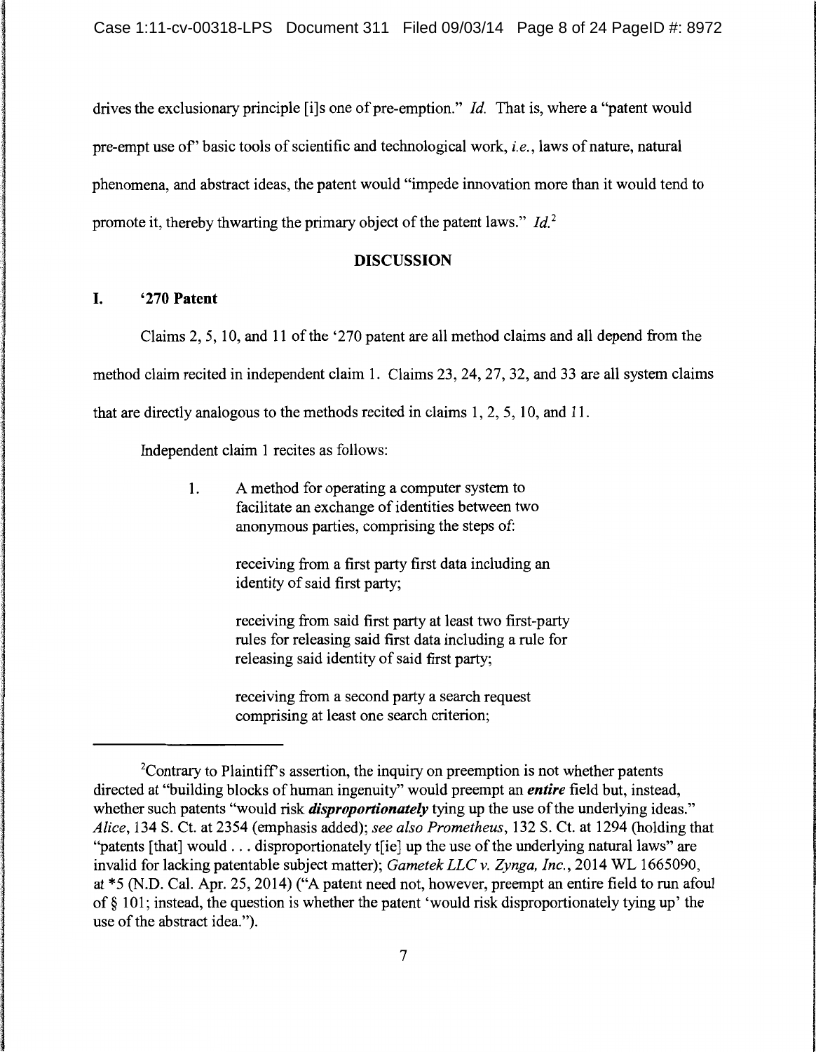drives the exclusionary principle [i]s one of pre-emption." *Id.* That is, where a "patent would pre-empt use of" basic tools of scientific and technological work, *i.e.*, laws of nature, natural phenomena, and abstract ideas, the patent would "impede innovation more than it would tend to promote it, thereby thwarting the primary object of the patent laws." *Id.*[2]

## DISCUSSION

### I. '270 Patent

Claims 2, 5, 10, and 11 of the '270 patent are all method claims and all depend from the method claim recited in independent claim 1. Claims 23, 24, 27, 32, and 33 are all system claims that are directly analogous to the methods recited in claims 1, 2, 5, 10, and 11.

Independent claim 1 recites as follows:

> 1. A method for operating a computer system to facilitate an exchange of identities between two anonymous parties, comprising the steps of:
>
> receiving from a first party first data including an identity of said first party;
>
> receiving from said first party at least two first-party rules for releasing said first data including a rule for releasing said identity of said first party;
>
> receiving from a second party a search request comprising at least one search criterion;

---

[2] Contrary to Plaintiff's assertion, the inquiry on preemption is not whether patents directed at "building blocks of human ingenuity" would preempt an ***entire*** field but, instead, whether such patents "would risk ***disproportionately*** tying up the use of the underlying ideas." *Alice*, 134 S. Ct. at 2354 (emphasis added); *see also Prometheus*, 132 S. Ct. at 1294 (holding that "patents [that] would . . . disproportionately t[ie] up the use of the underlying natural laws" are invalid for lacking patentable subject matter); *Gametek LLC v. Zynga, Inc.*, 2014 WL 1665090, at *5 (N.D. Cal. Apr. 25, 2014) ("A patent need not, however, preempt an entire field to run afoul of § 101; instead, the question is whether the patent 'would risk disproportionately tying up' the use of the abstract idea.").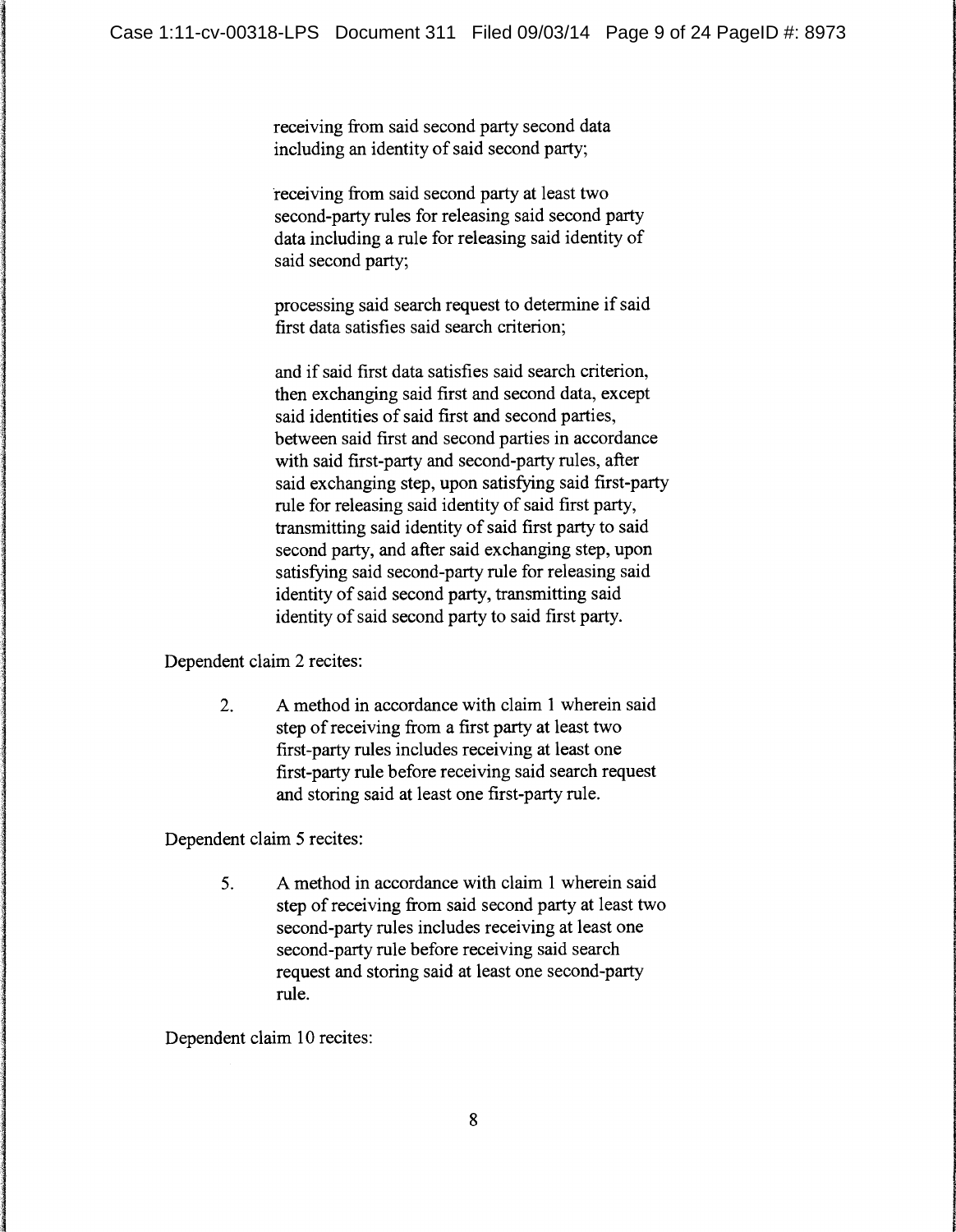> receiving from said second party second data including an identity of said second party;
>
> receiving from said second party at least two second-party rules for releasing said second party data including a rule for releasing said identity of said second party;
>
> processing said search request to determine if said first data satisfies said search criterion;
>
> and if said first data satisfies said search criterion, then exchanging said first and second data, except said identities of said first and second parties, between said first and second parties in accordance with said first-party and second-party rules, after said exchanging step, upon satisfying said first-party rule for releasing said identity of said first party, transmitting said identity of said first party to said second party, and after said exchanging step, upon satisfying said second-party rule for releasing said identity of said second party, transmitting said identity of said second party to said first party.

Dependent claim 2 recites:

> 2. A method in accordance with claim 1 wherein said step of receiving from a first party at least two first-party rules includes receiving at least one first-party rule before receiving said search request and storing said at least one first-party rule.

Dependent claim 5 recites:

> 5. A method in accordance with claim 1 wherein said step of receiving from said second party at least two second-party rules includes receiving at least one second-party rule before receiving said search request and storing said at least one second-party rule.

Dependent claim 10 recites: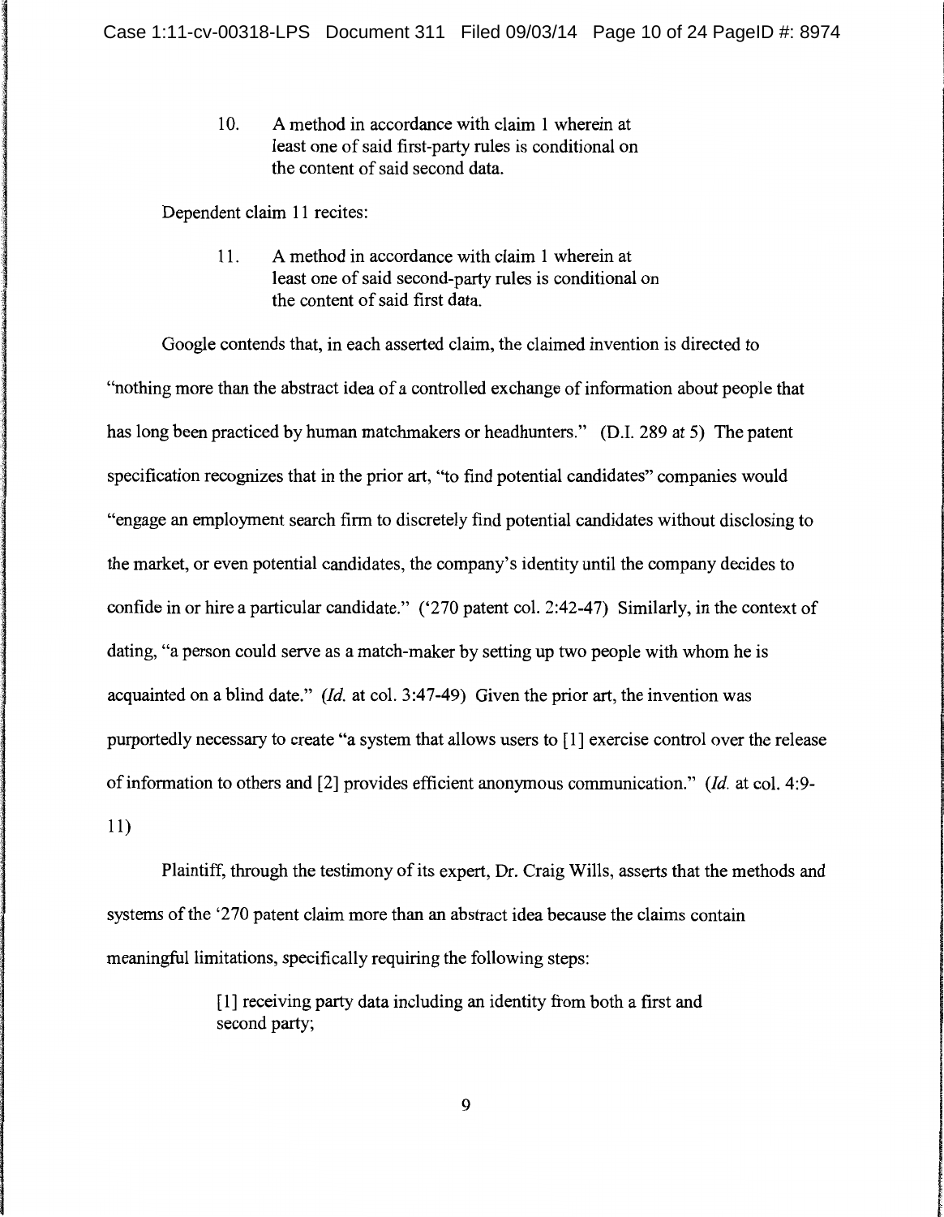> 10. A method in accordance with claim 1 wherein at least one of said first-party rules is conditional on the content of said second data.

Dependent claim 11 recites:

> 11. A method in accordance with claim 1 wherein at least one of said second-party rules is conditional on the content of said first data.

Google contends that, in each asserted claim, the claimed invention is directed to "nothing more than the abstract idea of a controlled exchange of information about people that has long been practiced by human matchmakers or headhunters." (D.I. 289 at 5) The patent specification recognizes that in the prior art, "to find potential candidates" companies would "engage an employment search firm to discretely find potential candidates without disclosing to the market, or even potential candidates, the company's identity until the company decides to confide in or hire a particular candidate." ('270 patent col. 2:42-47) Similarly, in the context of dating, "a person could serve as a match-maker by setting up two people with whom he is acquainted on a blind date." (*Id.* at col. 3:47-49) Given the prior art, the invention was purportedly necessary to create "a system that allows users to [1] exercise control over the release of information to others and [2] provides efficient anonymous communication." (*Id.* at col. 4:9-11)

Plaintiff, through the testimony of its expert, Dr. Craig Wills, asserts that the methods and systems of the '270 patent claim more than an abstract idea because the claims contain meaningful limitations, specifically requiring the following steps:

> [1] receiving party data including an identity from both a first and second party;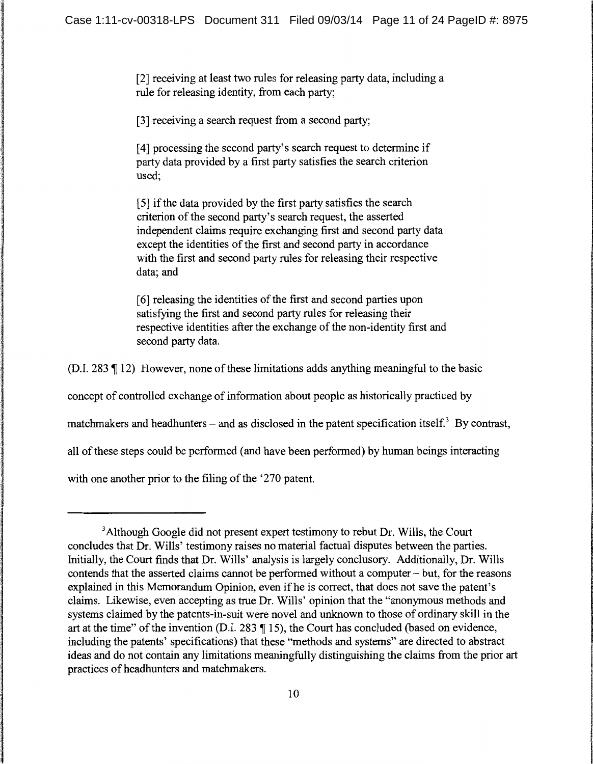> [2] receiving at least two rules for releasing party data, including a rule for releasing identity, from each party;
>
> [3] receiving a search request from a second party;
>
> [4] processing the second party's search request to determine if party data provided by a first party satisfies the search criterion used;
>
> [5] if the data provided by the first party satisfies the search criterion of the second party's search request, the asserted independent claims require exchanging first and second party data except the identities of the first and second party in accordance with the first and second party rules for releasing their respective data; and
>
> [6] releasing the identities of the first and second parties upon satisfying the first and second party rules for releasing their respective identities after the exchange of the non-identity first and second party data.

(D.I. 283 ¶ 12) However, none of these limitations adds anything meaningful to the basic concept of controlled exchange of information about people as historically practiced by matchmakers and headhunters – and as disclosed in the patent specification itself.[3] By contrast, all of these steps could be performed (and have been performed) by human beings interacting with one another prior to the filing of the '270 patent.

---

[3]Although Google did not present expert testimony to rebut Dr. Wills, the Court concludes that Dr. Wills' testimony raises no material factual disputes between the parties. Initially, the Court finds that Dr. Wills' analysis is largely conclusory. Additionally, Dr. Wills contends that the asserted claims cannot be performed without a computer – but, for the reasons explained in this Memorandum Opinion, even if he is correct, that does not save the patent's claims. Likewise, even accepting as true Dr. Wills' opinion that the "anonymous methods and systems claimed by the patents-in-suit were novel and unknown to those of ordinary skill in the art at the time" of the invention (D.I. 283 ¶ 15), the Court has concluded (based on evidence, including the patents' specifications) that these "methods and systems" are directed to abstract ideas and do not contain any limitations meaningfully distinguishing the claims from the prior art practices of headhunters and matchmakers.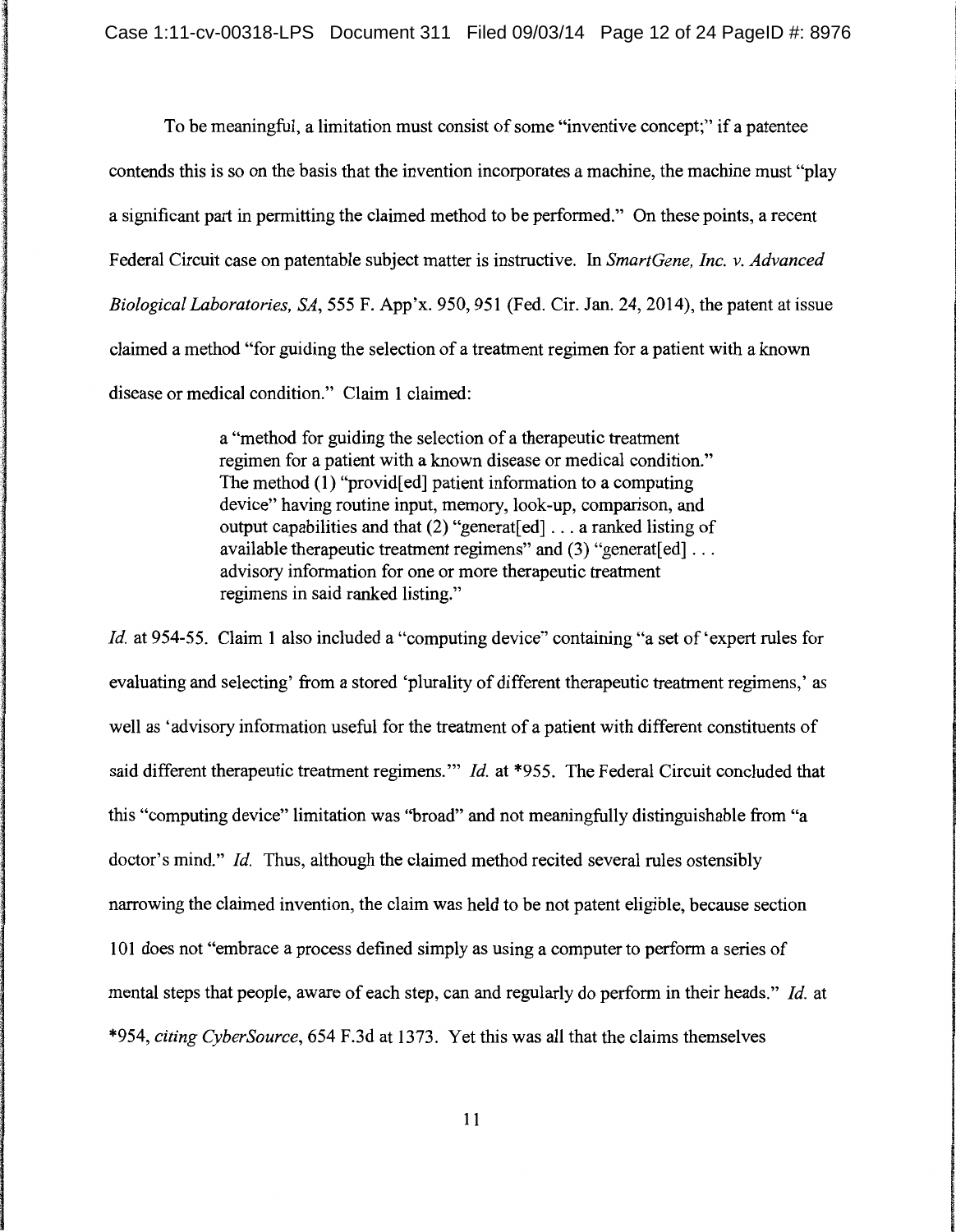To be meaningful, a limitation must consist of some "inventive concept;" if a patentee contends this is so on the basis that the invention incorporates a machine, the machine must "play a significant part in permitting the claimed method to be performed." On these points, a recent Federal Circuit case on patentable subject matter is instructive. In *SmartGene, Inc. v. Advanced Biological Laboratories, SA*, 555 F. App'x. 950, 951 (Fed. Cir. Jan. 24, 2014), the patent at issue claimed a method "for guiding the selection of a treatment regimen for a patient with a known disease or medical condition." Claim 1 claimed:

> a "method for guiding the selection of a therapeutic treatment regimen for a patient with a known disease or medical condition." The method (1) "provid[ed] patient information to a computing device" having routine input, memory, look-up, comparison, and output capabilities and that (2) "generat[ed] . . . a ranked listing of available therapeutic treatment regimens" and (3) "generat[ed] . . . advisory information for one or more therapeutic treatment regimens in said ranked listing."

*Id.* at 954-55. Claim 1 also included a "computing device" containing "a set of 'expert rules for evaluating and selecting' from a stored 'plurality of different therapeutic treatment regimens,' as well as 'advisory information useful for the treatment of a patient with different constituents of said different therapeutic treatment regimens.'" *Id.* at *955. The Federal Circuit concluded that this "computing device" limitation was "broad" and not meaningfully distinguishable from "a doctor's mind." *Id.* Thus, although the claimed method recited several rules ostensibly narrowing the claimed invention, the claim was held to be not patent eligible, because section 101 does not "embrace a process defined simply as using a computer to perform a series of mental steps that people, aware of each step, can and regularly do perform in their heads." *Id.* at *954, *citing CyberSource*, 654 F.3d at 1373. Yet this was all that the claims themselves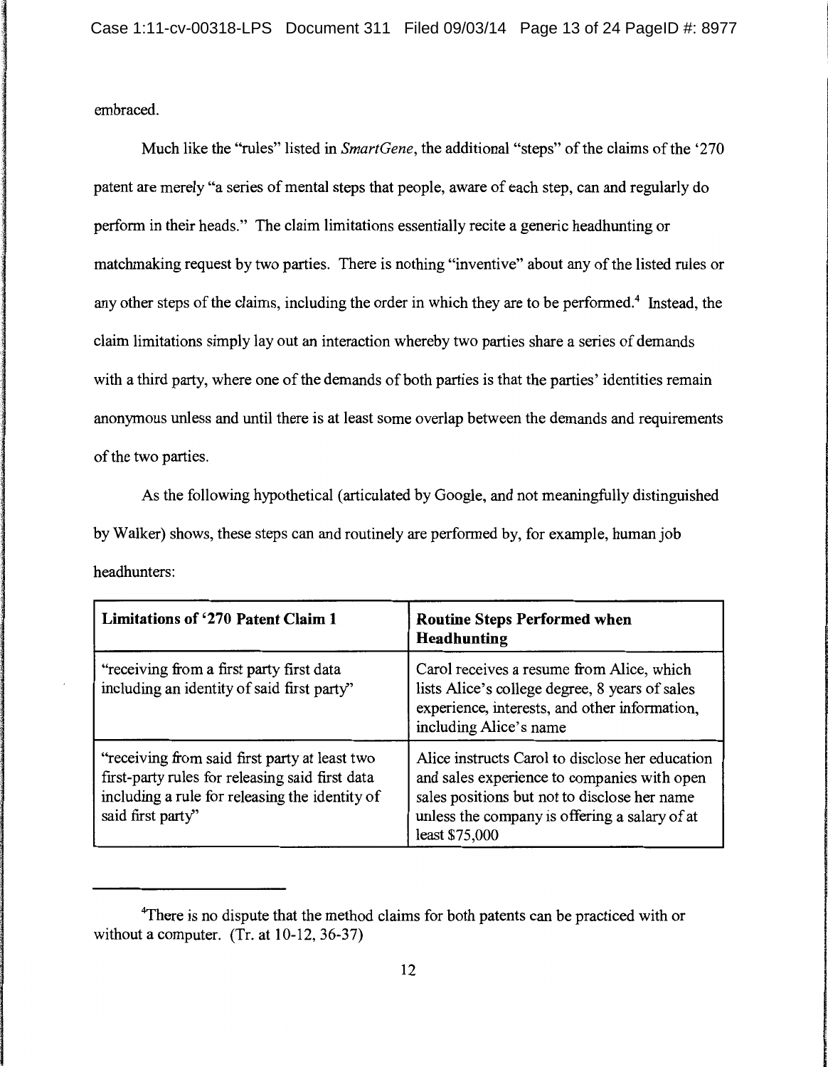embraced.

Much like the "rules" listed in *SmartGene*, the additional "steps" of the claims of the '270 patent are merely "a series of mental steps that people, aware of each step, can and regularly do perform in their heads." The claim limitations essentially recite a generic headhunting or matchmaking request by two parties. There is nothing "inventive" about any of the listed rules or any other steps of the claims, including the order in which they are to be performed.[4] Instead, the claim limitations simply lay out an interaction whereby two parties share a series of demands with a third party, where one of the demands of both parties is that the parties' identities remain anonymous unless and until there is at least some overlap between the demands and requirements of the two parties.

As the following hypothetical (articulated by Google, and not meaningfully distinguished by Walker) shows, these steps can and routinely are performed by, for example, human job headhunters:

| Limitations of '270 Patent Claim 1 | Routine Steps Performed when Headhunting |
|---|---|
| "receiving from a first party first data including an identity of said first party" | Carol receives a resume from Alice, which lists Alice's college degree, 8 years of sales experience, interests, and other information, including Alice's name |
| "receiving from said first party at least two first-party rules for releasing said first data including a rule for releasing the identity of said first party" | Alice instructs Carol to disclose her education and sales experience to companies with open sales positions but not to disclose her name unless the company is offering a salary of at least $75,000 |

[4]There is no dispute that the method claims for both patents can be practiced with or without a computer. (Tr. at 10-12, 36-37)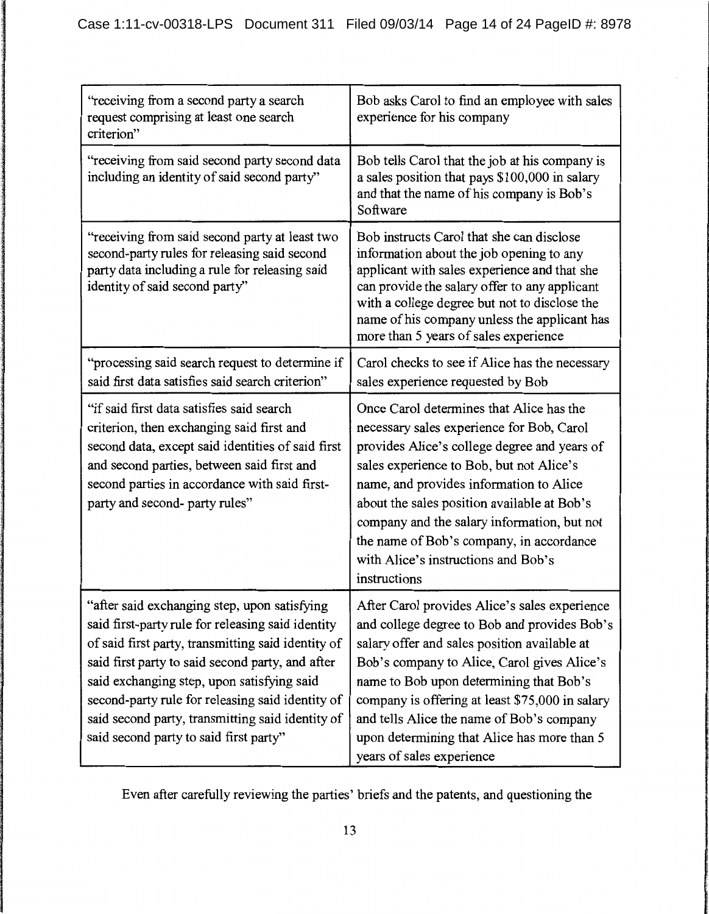| | |
|---|---|
| "receiving from a second party a search request comprising at least one search criterion" | Bob asks Carol to find an employee with sales experience for his company |
| "receiving from said second party second data including an identity of said second party" | Bob tells Carol that the job at his company is a sales position that pays $100,000 in salary and that the name of his company is Bob's Software |
| "receiving from said second party at least two second-party rules for releasing said second party data including a rule for releasing said identity of said second party" | Bob instructs Carol that she can disclose information about the job opening to any applicant with sales experience and that she can provide the salary offer to any applicant with a college degree but not to disclose the name of his company unless the applicant has more than 5 years of sales experience |
| "processing said search request to determine if said first data satisfies said search criterion" | Carol checks to see if Alice has the necessary sales experience requested by Bob |
| "if said first data satisfies said search criterion, then exchanging said first and second data, except said identities of said first and second parties, between said first and second parties in accordance with said first-party and second- party rules" | Once Carol determines that Alice has the necessary sales experience for Bob, Carol provides Alice's college degree and years of sales experience to Bob, but not Alice's name, and provides information to Alice about the sales position available at Bob's company and the salary information, but not the name of Bob's company, in accordance with Alice's instructions and Bob's instructions |
| "after said exchanging step, upon satisfying said first-party rule for releasing said identity of said first party, transmitting said identity of said first party to said second party, and after said exchanging step, upon satisfying said second-party rule for releasing said identity of said second party, transmitting said identity of said second party to said first party" | After Carol provides Alice's sales experience and college degree to Bob and provides Bob's salary offer and sales position available at Bob's company to Alice, Carol gives Alice's name to Bob upon determining that Bob's company is offering at least $75,000 in salary and tells Alice the name of Bob's company upon determining that Alice has more than 5 years of sales experience |

Even after carefully reviewing the parties' briefs and the patents, and questioning the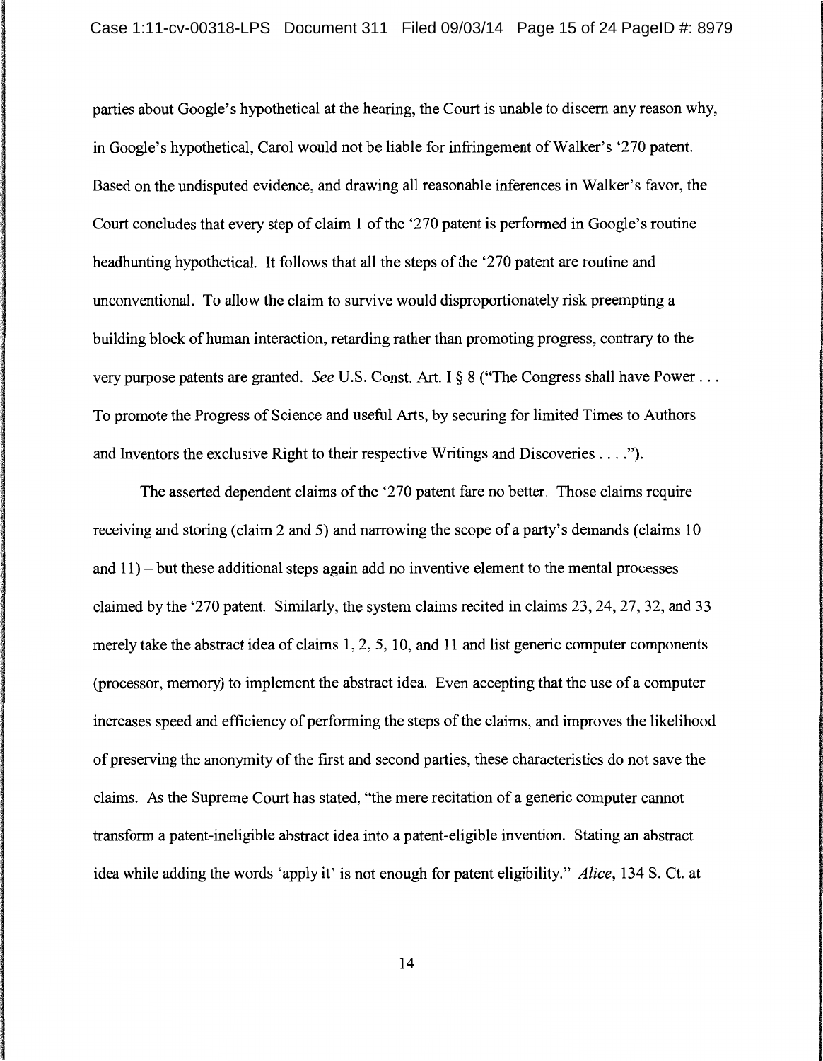parties about Google's hypothetical at the hearing, the Court is unable to discern any reason why, in Google's hypothetical, Carol would not be liable for infringement of Walker's '270 patent. Based on the undisputed evidence, and drawing all reasonable inferences in Walker's favor, the Court concludes that every step of claim 1 of the '270 patent is performed in Google's routine headhunting hypothetical. It follows that all the steps of the '270 patent are routine and unconventional. To allow the claim to survive would disproportionately risk preempting a building block of human interaction, retarding rather than promoting progress, contrary to the very purpose patents are granted. *See* U.S. Const. Art. I § 8 ("The Congress shall have Power . . . To promote the Progress of Science and useful Arts, by securing for limited Times to Authors and Inventors the exclusive Right to their respective Writings and Discoveries . . . .").

The asserted dependent claims of the '270 patent fare no better. Those claims require receiving and storing (claim 2 and 5) and narrowing the scope of a party's demands (claims 10 and 11) – but these additional steps again add no inventive element to the mental processes claimed by the '270 patent. Similarly, the system claims recited in claims 23, 24, 27, 32, and 33 merely take the abstract idea of claims 1, 2, 5, 10, and 11 and list generic computer components (processor, memory) to implement the abstract idea. Even accepting that the use of a computer increases speed and efficiency of performing the steps of the claims, and improves the likelihood of preserving the anonymity of the first and second parties, these characteristics do not save the claims. As the Supreme Court has stated, "the mere recitation of a generic computer cannot transform a patent-ineligible abstract idea into a patent-eligible invention. Stating an abstract idea while adding the words 'apply it' is not enough for patent eligibility." *Alice*, 134 S. Ct. at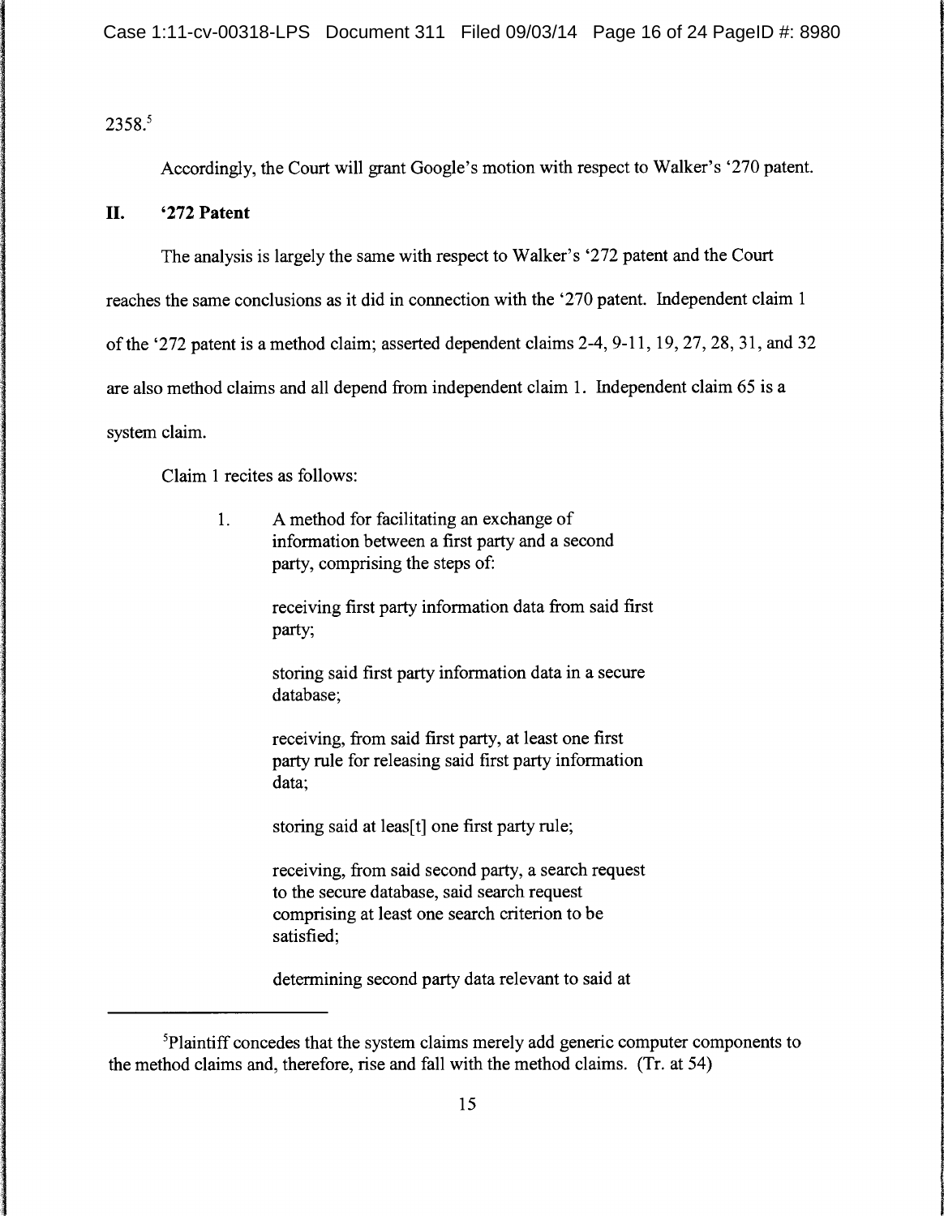2358.[5]

Accordingly, the Court will grant Google's motion with respect to Walker's '270 patent.

## II. '272 Patent

The analysis is largely the same with respect to Walker's '272 patent and the Court reaches the same conclusions as it did in connection with the '270 patent. Independent claim 1 of the '272 patent is a method claim; asserted dependent claims 2-4, 9-11, 19, 27, 28, 31, and 32 are also method claims and all depend from independent claim 1. Independent claim 65 is a system claim.

Claim 1 recites as follows:

> 1. A method for facilitating an exchange of information between a first party and a second party, comprising the steps of:
>
> receiving first party information data from said first party;
>
> storing said first party information data in a secure database;
>
> receiving, from said first party, at least one first party rule for releasing said first party information data;
>
> storing said at leas[t] one first party rule;
>
> receiving, from said second party, a search request to the secure database, said search request comprising at least one search criterion to be satisfied;
>
> determining second party data relevant to said at

---

[5]Plaintiff concedes that the system claims merely add generic computer components to the method claims and, therefore, rise and fall with the method claims. (Tr. at 54)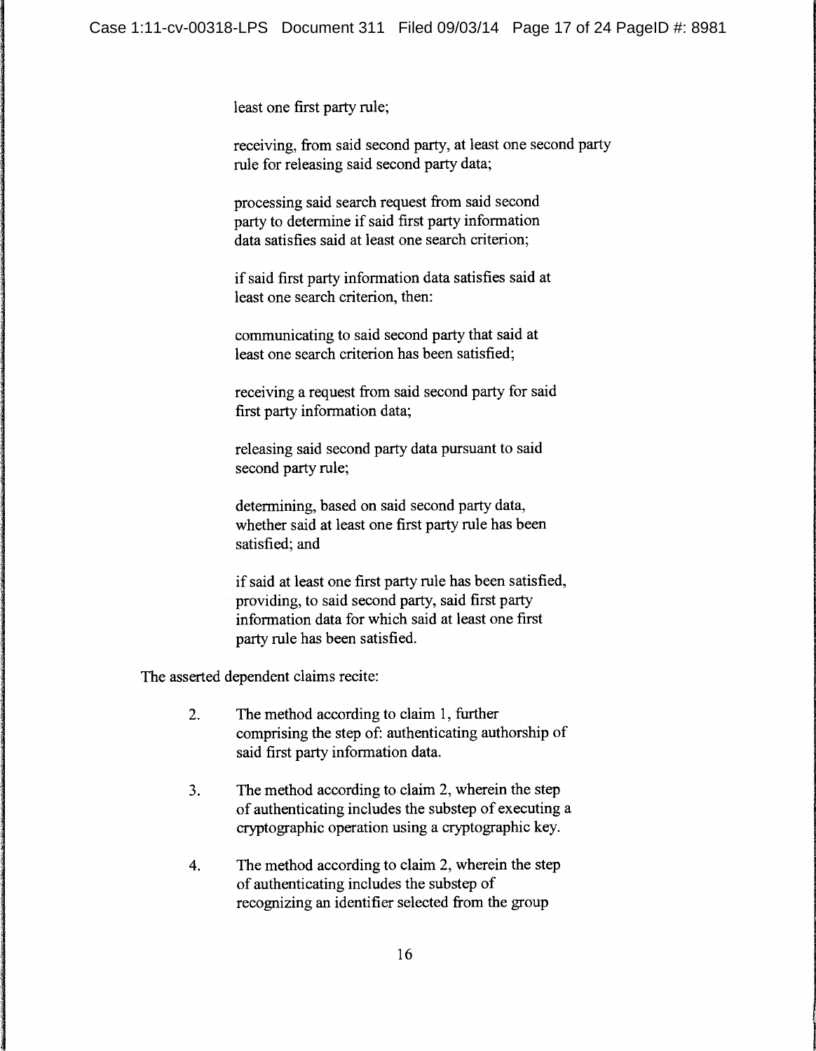least one first party rule;

receiving, from said second party, at least one second party rule for releasing said second party data;

processing said search request from said second party to determine if said first party information data satisfies said at least one search criterion;

if said first party information data satisfies said at least one search criterion, then:

communicating to said second party that said at least one search criterion has been satisfied;

receiving a request from said second party for said first party information data;

releasing said second party data pursuant to said second party rule;

determining, based on said second party data, whether said at least one first party rule has been satisfied; and

if said at least one first party rule has been satisfied, providing, to said second party, said first party information data for which said at least one first party rule has been satisfied.

The asserted dependent claims recite:

2. The method according to claim 1, further comprising the step of: authenticating authorship of said first party information data.

3. The method according to claim 2, wherein the step of authenticating includes the substep of executing a cryptographic operation using a cryptographic key.

4. The method according to claim 2, wherein the step of authenticating includes the substep of recognizing an identifier selected from the group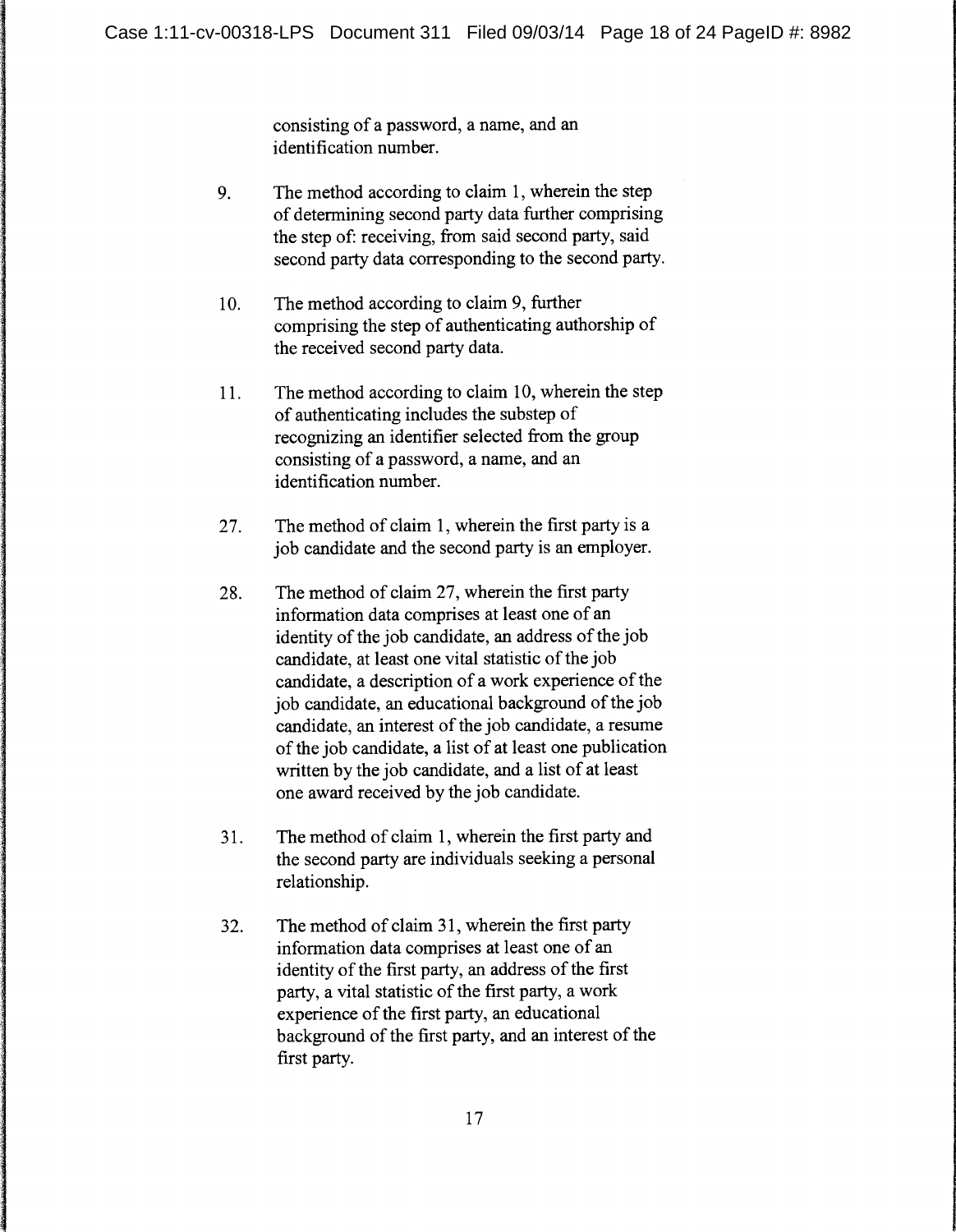consisting of a password, a name, and an identification number.

9. The method according to claim 1, wherein the step of determining second party data further comprising the step of: receiving, from said second party, said second party data corresponding to the second party.

10. The method according to claim 9, further comprising the step of authenticating authorship of the received second party data.

11. The method according to claim 10, wherein the step of authenticating includes the substep of recognizing an identifier selected from the group consisting of a password, a name, and an identification number.

27. The method of claim 1, wherein the first party is a job candidate and the second party is an employer.

28. The method of claim 27, wherein the first party information data comprises at least one of an identity of the job candidate, an address of the job candidate, at least one vital statistic of the job candidate, a description of a work experience of the job candidate, an educational background of the job candidate, an interest of the job candidate, a resume of the job candidate, a list of at least one publication written by the job candidate, and a list of at least one award received by the job candidate.

31. The method of claim 1, wherein the first party and the second party are individuals seeking a personal relationship.

32. The method of claim 31, wherein the first party information data comprises at least one of an identity of the first party, an address of the first party, a vital statistic of the first party, a work experience of the first party, an educational background of the first party, and an interest of the first party.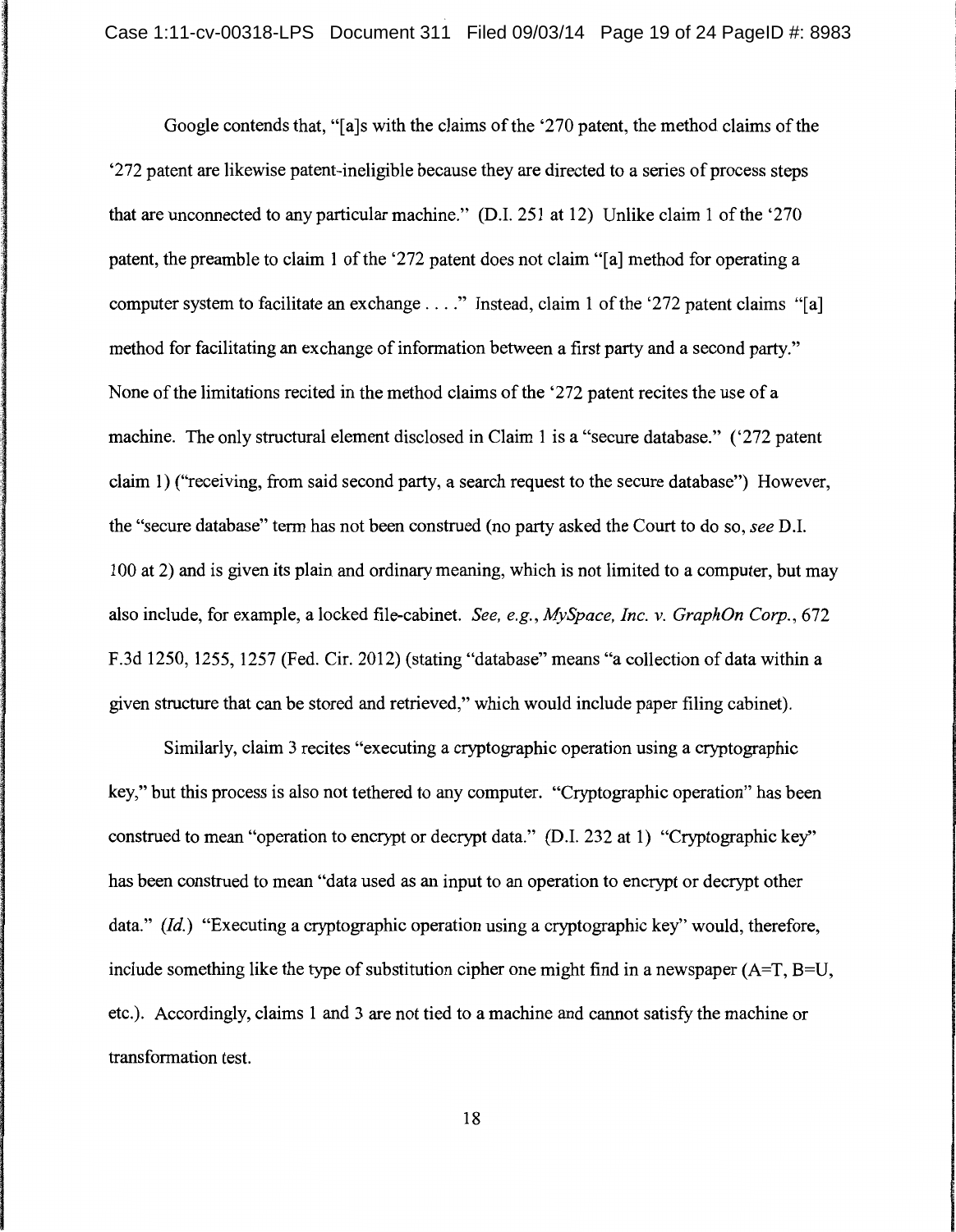Google contends that, "[a]s with the claims of the '270 patent, the method claims of the '272 patent are likewise patent-ineligible because they are directed to a series of process steps that are unconnected to any particular machine." (D.I. 251 at 12) Unlike claim 1 of the '270 patent, the preamble to claim 1 of the '272 patent does not claim "[a] method for operating a computer system to facilitate an exchange . . . ." Instead, claim 1 of the '272 patent claims "[a] method for facilitating an exchange of information between a first party and a second party." None of the limitations recited in the method claims of the '272 patent recites the use of a machine. The only structural element disclosed in Claim 1 is a "secure database." ('272 patent claim 1) ("receiving, from said second party, a search request to the secure database") However, the "secure database" term has not been construed (no party asked the Court to do so, *see* D.I. 100 at 2) and is given its plain and ordinary meaning, which is not limited to a computer, but may also include, for example, a locked file-cabinet. *See, e.g., MySpace, Inc. v. GraphOn Corp.*, 672 F.3d 1250, 1255, 1257 (Fed. Cir. 2012) (stating "database" means "a collection of data within a given structure that can be stored and retrieved," which would include paper filing cabinet).

Similarly, claim 3 recites "executing a cryptographic operation using a cryptographic key," but this process is also not tethered to any computer. "Cryptographic operation" has been construed to mean "operation to encrypt or decrypt data." (D.I. 232 at 1) "Cryptographic key" has been construed to mean "data used as an input to an operation to encrypt or decrypt other data." (*Id.*) "Executing a cryptographic operation using a cryptographic key" would, therefore, include something like the type of substitution cipher one might find in a newspaper (A=T, B=U, etc.). Accordingly, claims 1 and 3 are not tied to a machine and cannot satisfy the machine or transformation test.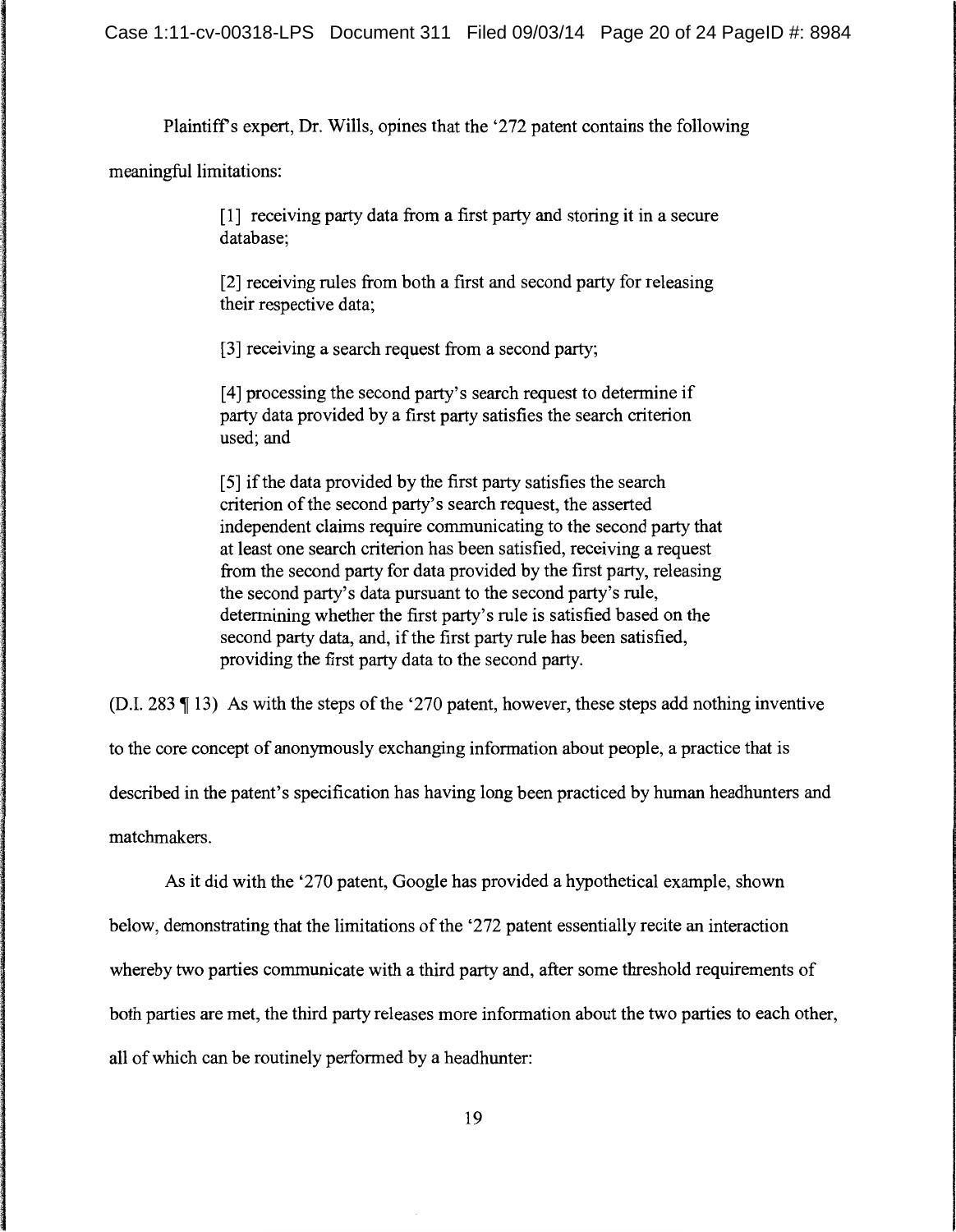Plaintiff's expert, Dr. Wills, opines that the '272 patent contains the following meaningful limitations:

> [1] receiving party data from a first party and storing it in a secure database;
>
> [2] receiving rules from both a first and second party for releasing their respective data;
>
> [3] receiving a search request from a second party;
>
> [4] processing the second party's search request to determine if party data provided by a first party satisfies the search criterion used; and
>
> [5] if the data provided by the first party satisfies the search criterion of the second party's search request, the asserted independent claims require communicating to the second party that at least one search criterion has been satisfied, receiving a request from the second party for data provided by the first party, releasing the second party's data pursuant to the second party's rule, determining whether the first party's rule is satisfied based on the second party data, and, if the first party rule has been satisfied, providing the first party data to the second party.

(D.I. 283 ¶ 13) As with the steps of the '270 patent, however, these steps add nothing inventive to the core concept of anonymously exchanging information about people, a practice that is described in the patent's specification has having long been practiced by human headhunters and matchmakers.

As it did with the '270 patent, Google has provided a hypothetical example, shown below, demonstrating that the limitations of the '272 patent essentially recite an interaction whereby two parties communicate with a third party and, after some threshold requirements of both parties are met, the third party releases more information about the two parties to each other, all of which can be routinely performed by a headhunter: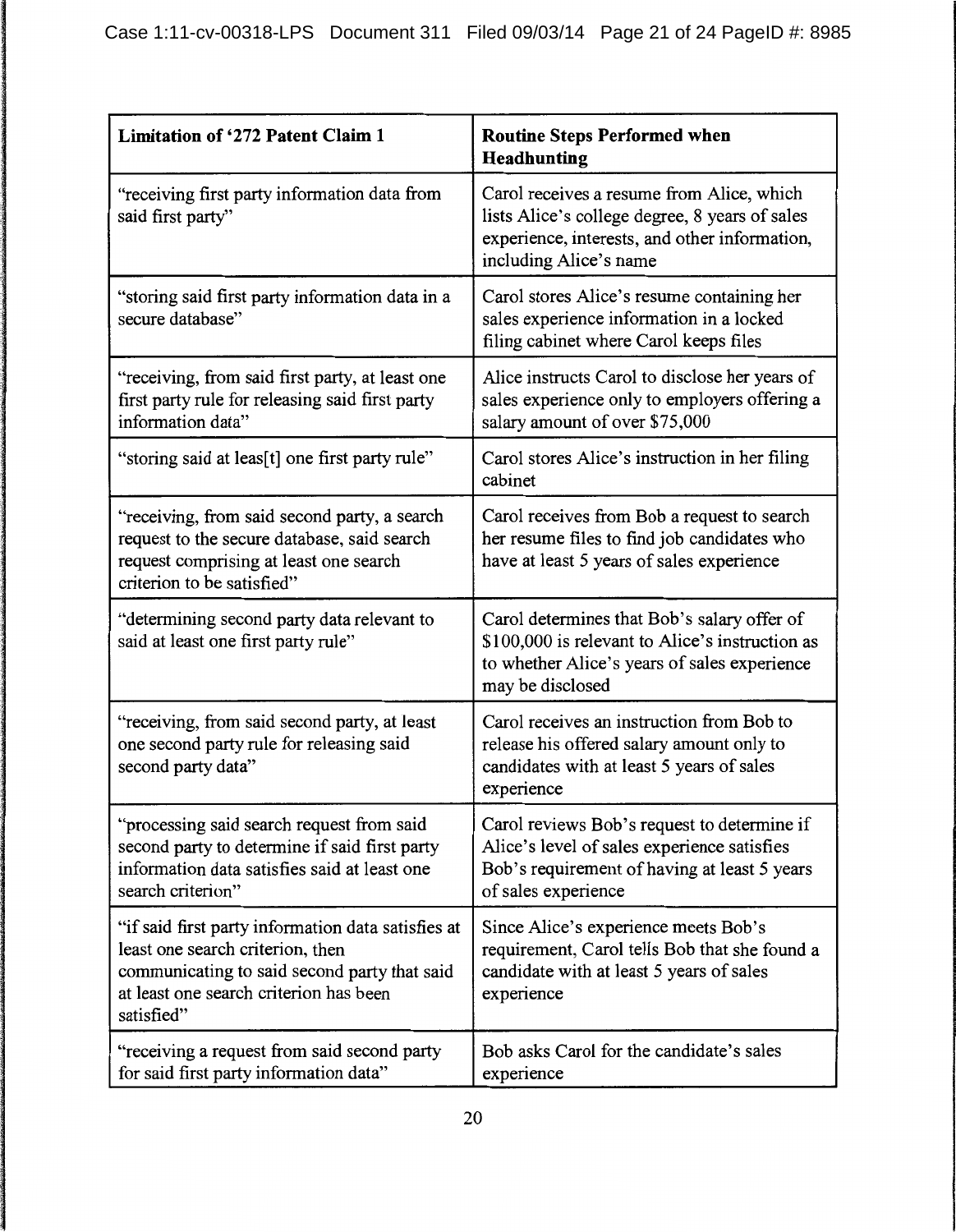| Limitation of '272 Patent Claim 1 | Routine Steps Performed when Headhunting |
|---|---|
| "receiving first party information data from said first party" | Carol receives a resume from Alice, which lists Alice's college degree, 8 years of sales experience, interests, and other information, including Alice's name |
| "storing said first party information data in a secure database" | Carol stores Alice's resume containing her sales experience information in a locked filing cabinet where Carol keeps files |
| "receiving, from said first party, at least one first party rule for releasing said first party information data" | Alice instructs Carol to disclose her years of sales experience only to employers offering a salary amount of over $75,000 |
| "storing said at leas[t] one first party rule" | Carol stores Alice's instruction in her filing cabinet |
| "receiving, from said second party, a search request to the secure database, said search request comprising at least one search criterion to be satisfied" | Carol receives from Bob a request to search her resume files to find job candidates who have at least 5 years of sales experience |
| "determining second party data relevant to said at least one first party rule" | Carol determines that Bob's salary offer of $100,000 is relevant to Alice's instruction as to whether Alice's years of sales experience may be disclosed |
| "receiving, from said second party, at least one second party rule for releasing said second party data" | Carol receives an instruction from Bob to release his offered salary amount only to candidates with at least 5 years of sales experience |
| "processing said search request from said second party to determine if said first party information data satisfies said at least one search criterion" | Carol reviews Bob's request to determine if Alice's level of sales experience satisfies Bob's requirement of having at least 5 years of sales experience |
| "if said first party information data satisfies at least one search criterion, then communicating to said second party that said at least one search criterion has been satisfied" | Since Alice's experience meets Bob's requirement, Carol tells Bob that she found a candidate with at least 5 years of sales experience |
| "receiving a request from said second party for said first party information data" | Bob asks Carol for the candidate's sales experience |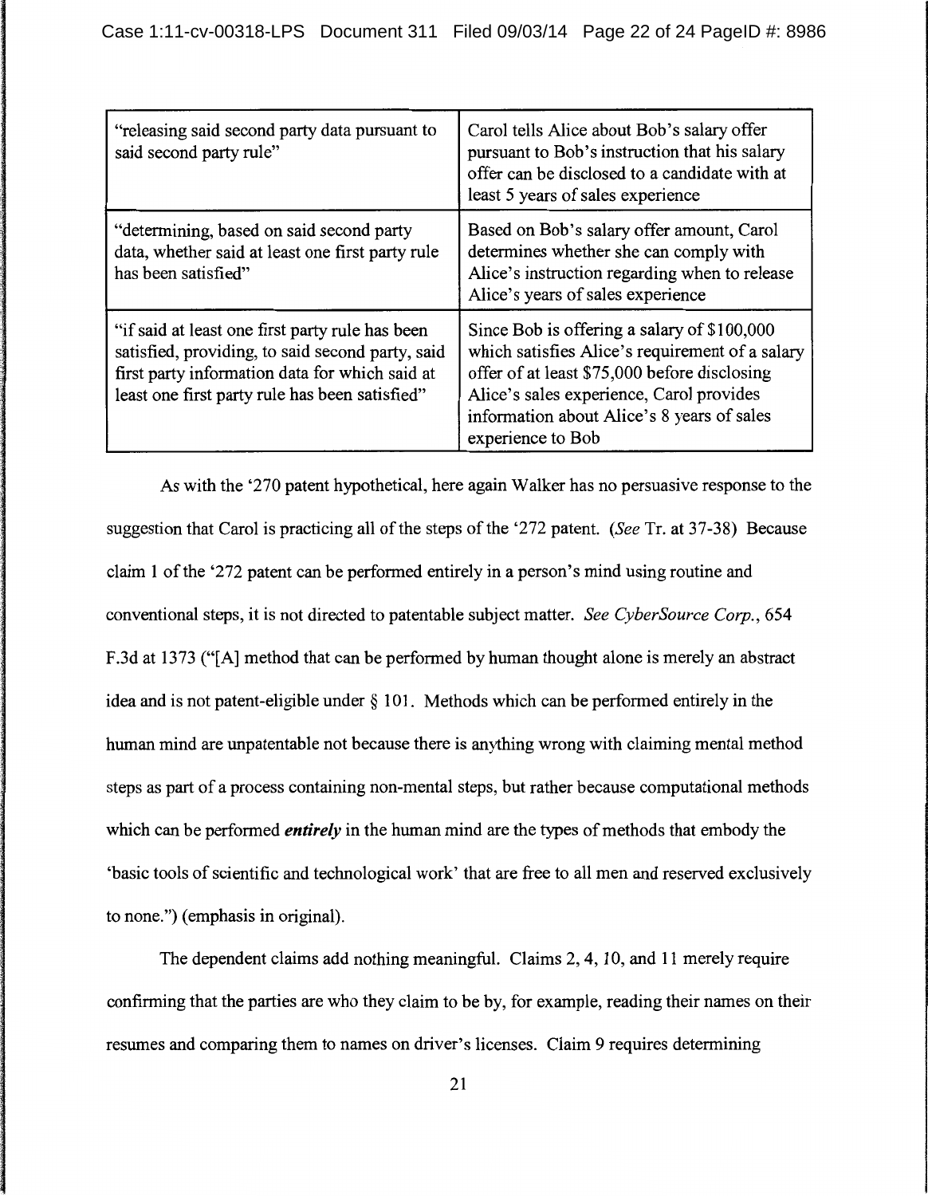| | |
|---|---|
| "releasing said second party data pursuant to said second party rule" | Carol tells Alice about Bob's salary offer pursuant to Bob's instruction that his salary offer can be disclosed to a candidate with at least 5 years of sales experience |
| "determining, based on said second party data, whether said at least one first party rule has been satisfied" | Based on Bob's salary offer amount, Carol determines whether she can comply with Alice's instruction regarding when to release Alice's years of sales experience |
| "if said at least one first party rule has been satisfied, providing, to said second party, said first party information data for which said at least one first party rule has been satisfied" | Since Bob is offering a salary of $100,000 which satisfies Alice's requirement of a salary offer of at least $75,000 before disclosing Alice's sales experience, Carol provides information about Alice's 8 years of sales experience to Bob |

As with the '270 patent hypothetical, here again Walker has no persuasive response to the suggestion that Carol is practicing all of the steps of the '272 patent. (*See* Tr. at 37-38) Because claim 1 of the '272 patent can be performed entirely in a person's mind using routine and conventional steps, it is not directed to patentable subject matter. *See CyberSource Corp.*, 654 F.3d at 1373 ("[A] method that can be performed by human thought alone is merely an abstract idea and is not patent-eligible under § 101. Methods which can be performed entirely in the human mind are unpatentable not because there is anything wrong with claiming mental method steps as part of a process containing non-mental steps, but rather because computational methods which can be performed ***entirely*** in the human mind are the types of methods that embody the 'basic tools of scientific and technological work' that are free to all men and reserved exclusively to none.") (emphasis in original).

The dependent claims add nothing meaningful. Claims 2, 4, 10, and 11 merely require confirming that the parties are who they claim to be by, for example, reading their names on their resumes and comparing them to names on driver's licenses. Claim 9 requires determining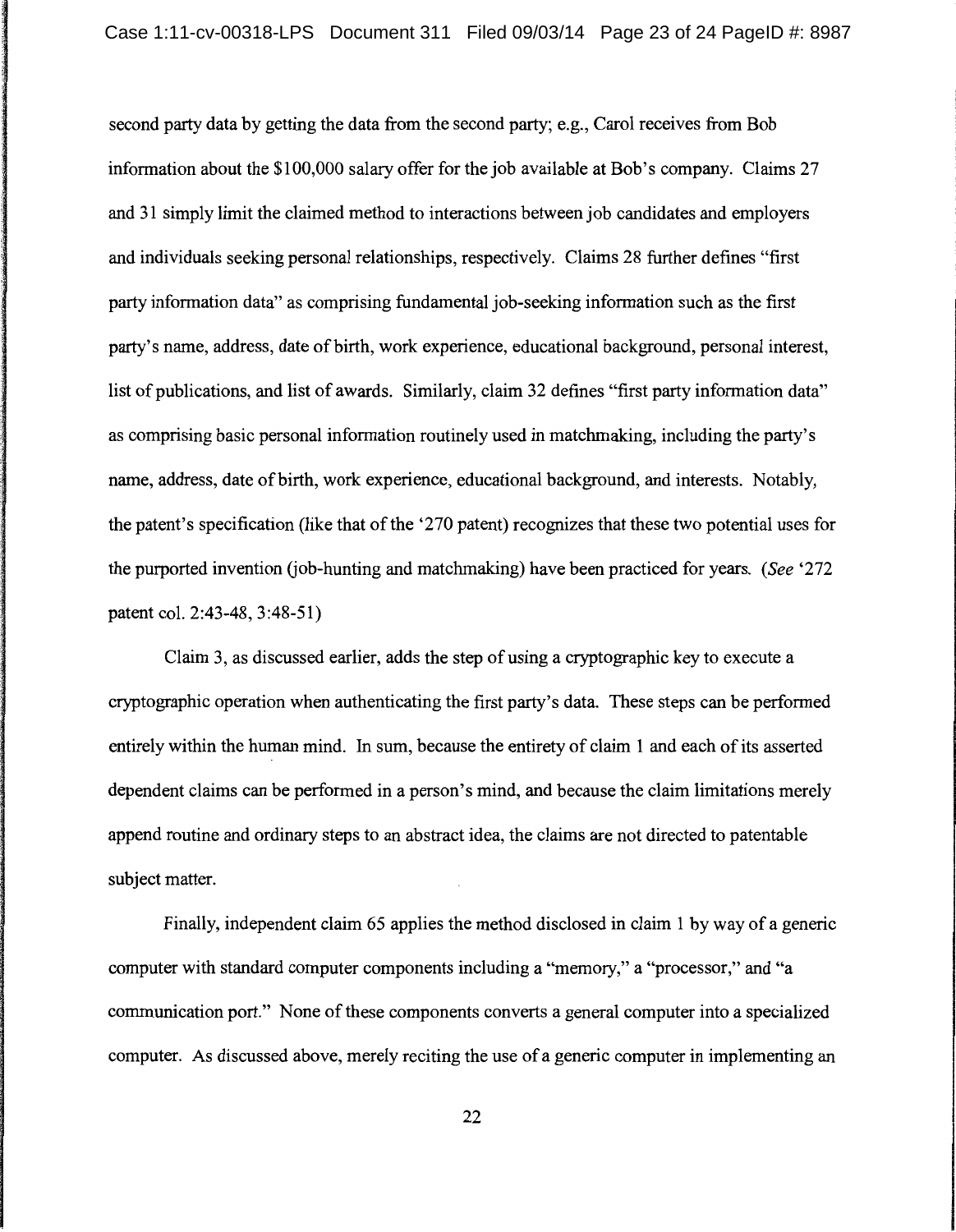second party data by getting the data from the second party; e.g., Carol receives from Bob information about the $100,000 salary offer for the job available at Bob's company. Claims 27 and 31 simply limit the claimed method to interactions between job candidates and employers and individuals seeking personal relationships, respectively. Claims 28 further defines "first party information data" as comprising fundamental job-seeking information such as the first party's name, address, date of birth, work experience, educational background, personal interest, list of publications, and list of awards. Similarly, claim 32 defines "first party information data" as comprising basic personal information routinely used in matchmaking, including the party's name, address, date of birth, work experience, educational background, and interests. Notably, the patent's specification (like that of the '270 patent) recognizes that these two potential uses for the purported invention (job-hunting and matchmaking) have been practiced for years. (*See* '272 patent col. 2:43-48, 3:48-51)

Claim 3, as discussed earlier, adds the step of using a cryptographic key to execute a cryptographic operation when authenticating the first party's data. These steps can be performed entirely within the human mind. In sum, because the entirety of claim 1 and each of its asserted dependent claims can be performed in a person's mind, and because the claim limitations merely append routine and ordinary steps to an abstract idea, the claims are not directed to patentable subject matter.

Finally, independent claim 65 applies the method disclosed in claim 1 by way of a generic computer with standard computer components including a "memory," a "processor," and "a communication port." None of these components converts a general computer into a specialized computer. As discussed above, merely reciting the use of a generic computer in implementing an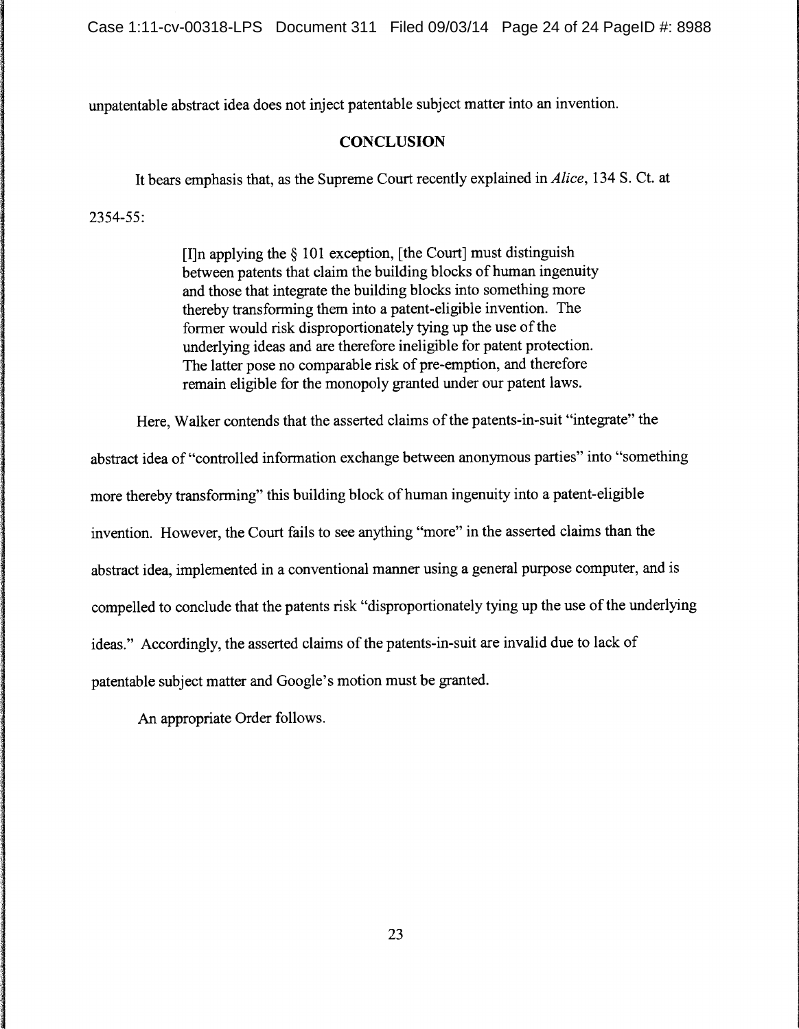unpatentable abstract idea does not inject patentable subject matter into an invention.

## CONCLUSION

It bears emphasis that, as the Supreme Court recently explained in *Alice*, 134 S. Ct. at 2354-55:

> [I]n applying the § 101 exception, [the Court] must distinguish between patents that claim the building blocks of human ingenuity and those that integrate the building blocks into something more thereby transforming them into a patent-eligible invention. The former would risk disproportionately tying up the use of the underlying ideas and are therefore ineligible for patent protection. The latter pose no comparable risk of pre-emption, and therefore remain eligible for the monopoly granted under our patent laws.

Here, Walker contends that the asserted claims of the patents-in-suit "integrate" the abstract idea of "controlled information exchange between anonymous parties" into "something more thereby transforming" this building block of human ingenuity into a patent-eligible invention. However, the Court fails to see anything "more" in the asserted claims than the abstract idea, implemented in a conventional manner using a general purpose computer, and is compelled to conclude that the patents risk "disproportionately tying up the use of the underlying ideas." Accordingly, the asserted claims of the patents-in-suit are invalid due to lack of patentable subject matter and Google's motion must be granted.

An appropriate Order follows.